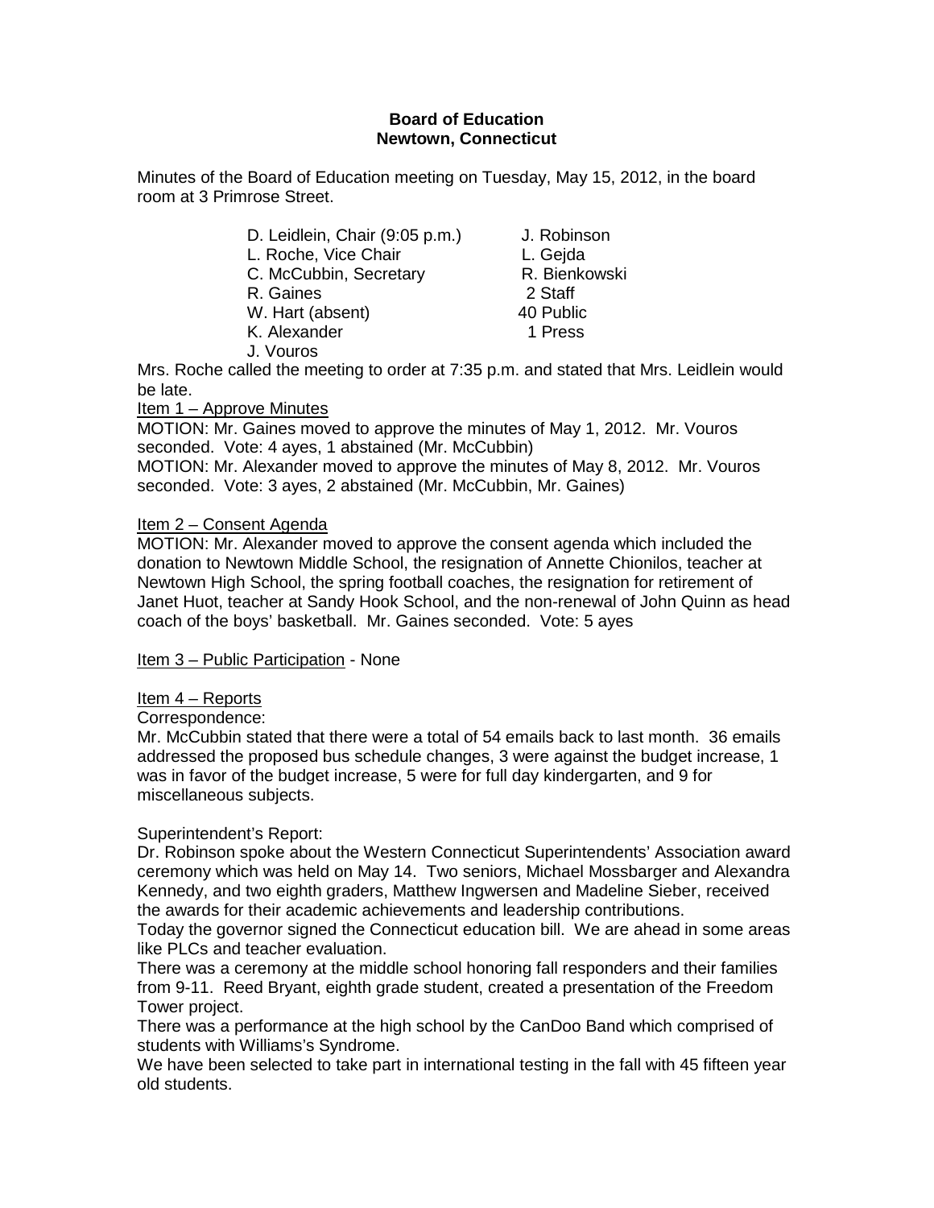**Board of Education**
**Newtown, Connecticut**

Minutes of the Board of Education meeting on Tuesday, May 15, 2012, in the board room at 3 Primrose Street.

| | |
|---|---|
| D. Leidlein, Chair (9:05 p.m.) | J. Robinson |
| L. Roche, Vice Chair | L. Gejda |
| C. McCubbin, Secretary | R. Bienkowski |
| R. Gaines | 2 Staff |
| W. Hart (absent) | 40 Public |
| K. Alexander | 1 Press |
| J. Vouros | |

Mrs. Roche called the meeting to order at 7:35 p.m. and stated that Mrs. Leidlein would be late.

Item 1 – Approve Minutes

MOTION: Mr. Gaines moved to approve the minutes of May 1, 2012. Mr. Vouros seconded. Vote: 4 ayes, 1 abstained (Mr. McCubbin)

MOTION: Mr. Alexander moved to approve the minutes of May 8, 2012. Mr. Vouros seconded. Vote: 3 ayes, 2 abstained (Mr. McCubbin, Mr. Gaines)

Item 2 – Consent Agenda

MOTION: Mr. Alexander moved to approve the consent agenda which included the donation to Newtown Middle School, the resignation of Annette Chionilos, teacher at Newtown High School, the spring football coaches, the resignation for retirement of Janet Huot, teacher at Sandy Hook School, and the non-renewal of John Quinn as head coach of the boys' basketball. Mr. Gaines seconded. Vote: 5 ayes

Item 3 – Public Participation - None

Item 4 – Reports

Correspondence:

Mr. McCubbin stated that there were a total of 54 emails back to last month. 36 emails addressed the proposed bus schedule changes, 3 were against the budget increase, 1 was in favor of the budget increase, 5 were for full day kindergarten, and 9 for miscellaneous subjects.

Superintendent's Report:

Dr. Robinson spoke about the Western Connecticut Superintendents' Association award ceremony which was held on May 14. Two seniors, Michael Mossbarger and Alexandra Kennedy, and two eighth graders, Matthew Ingwersen and Madeline Sieber, received the awards for their academic achievements and leadership contributions.

Today the governor signed the Connecticut education bill. We are ahead in some areas like PLCs and teacher evaluation.

There was a ceremony at the middle school honoring fall responders and their families from 9-11. Reed Bryant, eighth grade student, created a presentation of the Freedom Tower project.

There was a performance at the high school by the CanDoo Band which comprised of students with Williams's Syndrome.

We have been selected to take part in international testing in the fall with 45 fifteen year old students.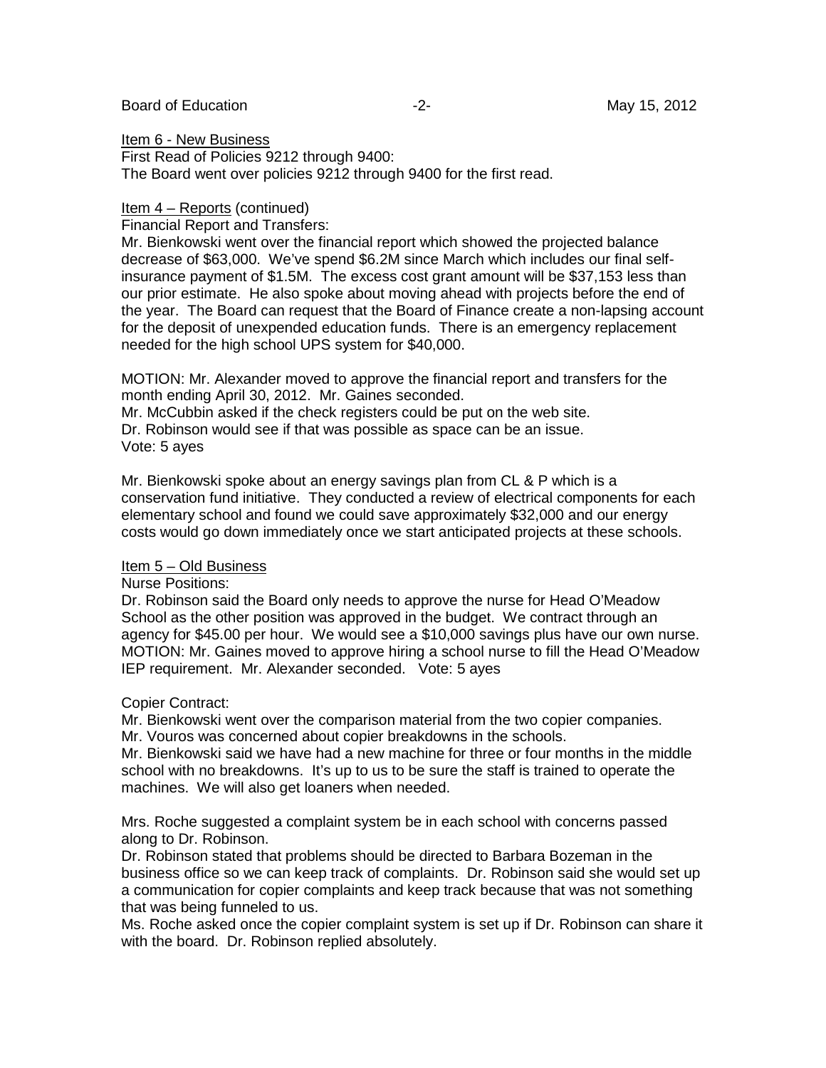Item 6 - New Business

First Read of Policies 9212 through 9400:
The Board went over policies 9212 through 9400 for the first read.

Item 4 – Reports (continued)

Financial Report and Transfers:
Mr. Bienkowski went over the financial report which showed the projected balance decrease of $63,000. We've spend $6.2M since March which includes our final self-insurance payment of $1.5M. The excess cost grant amount will be $37,153 less than our prior estimate. He also spoke about moving ahead with projects before the end of the year. The Board can request that the Board of Finance create a non-lapsing account for the deposit of unexpended education funds. There is an emergency replacement needed for the high school UPS system for $40,000.

MOTION: Mr. Alexander moved to approve the financial report and transfers for the month ending April 30, 2012. Mr. Gaines seconded.
Mr. McCubbin asked if the check registers could be put on the web site.
Dr. Robinson would see if that was possible as space can be an issue.
Vote: 5 ayes

Mr. Bienkowski spoke about an energy savings plan from CL & P which is a conservation fund initiative. They conducted a review of electrical components for each elementary school and found we could save approximately $32,000 and our energy costs would go down immediately once we start anticipated projects at these schools.

Item 5 – Old Business

Nurse Positions:
Dr. Robinson said the Board only needs to approve the nurse for Head O'Meadow School as the other position was approved in the budget. We contract through an agency for $45.00 per hour. We would see a $10,000 savings plus have our own nurse.
MOTION: Mr. Gaines moved to approve hiring a school nurse to fill the Head O'Meadow IEP requirement. Mr. Alexander seconded. Vote: 5 ayes

Copier Contract:
Mr. Bienkowski went over the comparison material from the two copier companies.
Mr. Vouros was concerned about copier breakdowns in the schools.
Mr. Bienkowski said we have had a new machine for three or four months in the middle school with no breakdowns. It's up to us to be sure the staff is trained to operate the machines. We will also get loaners when needed.

Mrs. Roche suggested a complaint system be in each school with concerns passed along to Dr. Robinson.
Dr. Robinson stated that problems should be directed to Barbara Bozeman in the business office so we can keep track of complaints. Dr. Robinson said she would set up a communication for copier complaints and keep track because that was not something that was being funneled to us.
Ms. Roche asked once the copier complaint system is set up if Dr. Robinson can share it with the board. Dr. Robinson replied absolutely.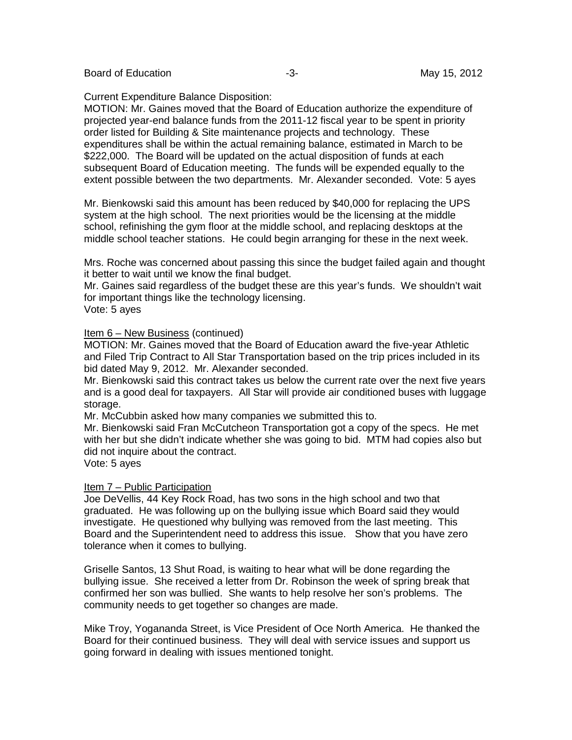Current Expenditure Balance Disposition:

MOTION: Mr. Gaines moved that the Board of Education authorize the expenditure of projected year-end balance funds from the 2011-12 fiscal year to be spent in priority order listed for Building & Site maintenance projects and technology. These expenditures shall be within the actual remaining balance, estimated in March to be $222,000. The Board will be updated on the actual disposition of funds at each subsequent Board of Education meeting. The funds will be expended equally to the extent possible between the two departments. Mr. Alexander seconded. Vote: 5 ayes

Mr. Bienkowski said this amount has been reduced by $40,000 for replacing the UPS system at the high school. The next priorities would be the licensing at the middle school, refinishing the gym floor at the middle school, and replacing desktops at the middle school teacher stations. He could begin arranging for these in the next week.

Mrs. Roche was concerned about passing this since the budget failed again and thought it better to wait until we know the final budget.

Mr. Gaines said regardless of the budget these are this year's funds. We shouldn't wait for important things like the technology licensing.

Vote: 5 ayes

Item 6 – New Business (continued)

MOTION: Mr. Gaines moved that the Board of Education award the five-year Athletic and Filed Trip Contract to All Star Transportation based on the trip prices included in its bid dated May 9, 2012. Mr. Alexander seconded.

Mr. Bienkowski said this contract takes us below the current rate over the next five years and is a good deal for taxpayers. All Star will provide air conditioned buses with luggage storage.

Mr. McCubbin asked how many companies we submitted this to.

Mr. Bienkowski said Fran McCutcheon Transportation got a copy of the specs. He met with her but she didn't indicate whether she was going to bid. MTM had copies also but did not inquire about the contract.

Vote: 5 ayes

Item 7 – Public Participation

Joe DeVellis, 44 Key Rock Road, has two sons in the high school and two that graduated. He was following up on the bullying issue which Board said they would investigate. He questioned why bullying was removed from the last meeting. This Board and the Superintendent need to address this issue. Show that you have zero tolerance when it comes to bullying.

Griselle Santos, 13 Shut Road, is waiting to hear what will be done regarding the bullying issue. She received a letter from Dr. Robinson the week of spring break that confirmed her son was bullied. She wants to help resolve her son's problems. The community needs to get together so changes are made.

Mike Troy, Yogananda Street, is Vice President of Oce North America. He thanked the Board for their continued business. They will deal with service issues and support us going forward in dealing with issues mentioned tonight.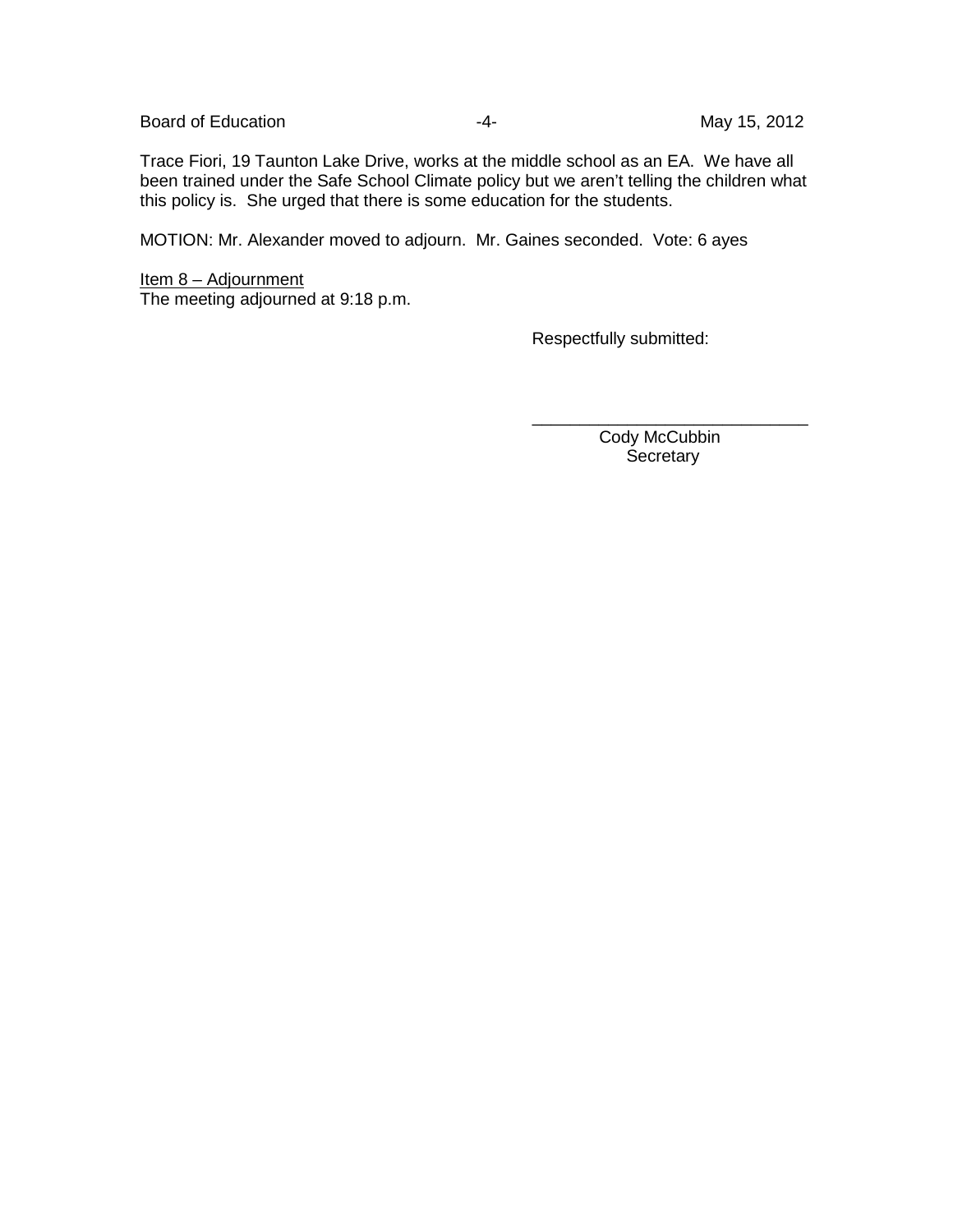Trace Fiori, 19 Taunton Lake Drive, works at the middle school as an EA. We have all been trained under the Safe School Climate policy but we aren't telling the children what this policy is. She urged that there is some education for the students.

MOTION: Mr. Alexander moved to adjourn. Mr. Gaines seconded. Vote: 6 ayes

<u>Item 8 – Adjournment</u>
The meeting adjourned at 9:18 p.m.

Respectfully submitted:

\_\_\_\_\_\_\_\_\_\_\_\_\_\_\_\_\_\_\_\_\_\_\_\_\_\_\_\_\_\_

Cody McCubbin
Secretary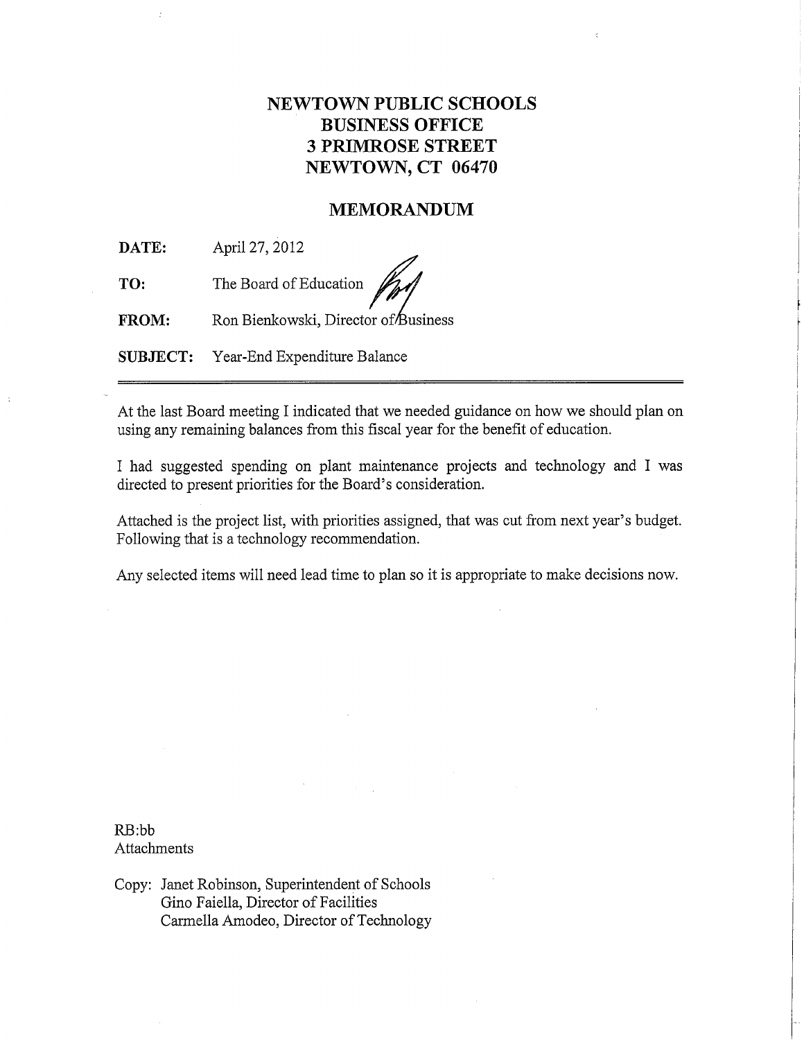# NEWTOWN PUBLIC SCHOOLS
# BUSINESS OFFICE
# 3 PRIMROSE STREET
# NEWTOWN, CT 06470

## MEMORANDUM

**DATE:** April 27, 2012

**TO:** The Board of Education

**FROM:** Ron Bienkowski, Director of Business

**SUBJECT:** Year-End Expenditure Balance

---

At the last Board meeting I indicated that we needed guidance on how we should plan on using any remaining balances from this fiscal year for the benefit of education.

I had suggested spending on plant maintenance projects and technology and I was directed to present priorities for the Board's consideration.

Attached is the project list, with priorities assigned, that was cut from next year's budget. Following that is a technology recommendation.

Any selected items will need lead time to plan so it is appropriate to make decisions now.

RB:bb
Attachments

Copy: Janet Robinson, Superintendent of Schools
Gino Faiella, Director of Facilities
Carmella Amodeo, Director of Technology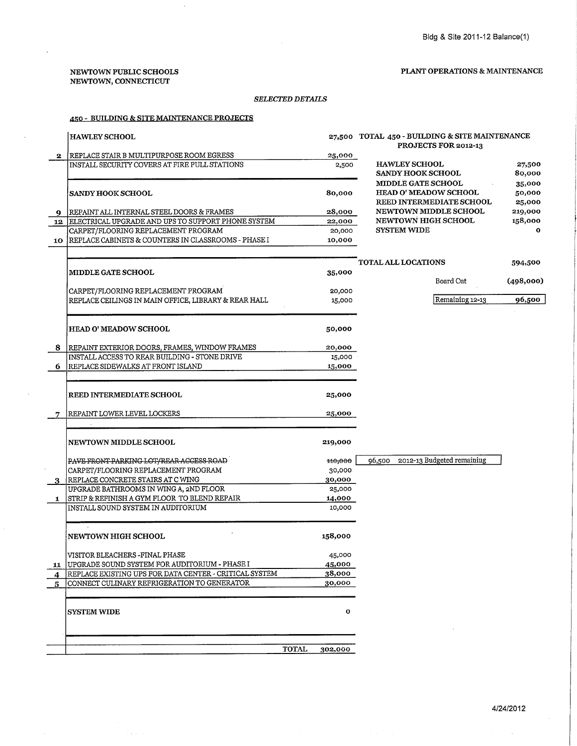Bldg & Site 2011-12 Balance(1)

**NEWTOWN PUBLIC SCHOOLS**
**NEWTOWN, CONNECTICUT**

**PLANT OPERATIONS & MAINTENANCE**

*SELECTED DETAILS*

**450 - BUILDING & SITE MAINTENANCE PROJECTS**

| # | Project | Amount |
|---|---|---|
| | **HAWLEY SCHOOL** | 27,500 |
| 2 | REPLACE STAIR B MULTIPURPOSE ROOM EGRESS | 25,000 |
| | INSTALL SECURITY COVERS AT FIRE PULL STATIONS | 2,500 |
| | **SANDY HOOK SCHOOL** | 80,000 |
| 9 | REPAINT ALL INTERNAL STEEL DOORS & FRAMES | 28,000 |
| 12 | ELECTRICAL UPGRADE AND UPS TO SUPPORT PHONE SYSTEM | 22,000 |
| | CARPET/FLOORING REPLACEMENT PROGRAM | 20,000 |
| 10 | REPLACE CABINETS & COUNTERS IN CLASSROOMS - PHASE I | 10,000 |
| | **MIDDLE GATE SCHOOL** | 35,000 |
| | CARPET/FLOORING REPLACEMENT PROGRAM | 20,000 |
| | REPLACE CEILINGS IN MAIN OFFICE, LIBRARY & REAR HALL | 15,000 |
| | **HEAD O' MEADOW SCHOOL** | 50,000 |
| 8 | REPAINT EXTERIOR DOORS, FRAMES, WINDOW FRAMES | 20,000 |
| | INSTALL ACCESS TO REAR BUILDING - STONE DRIVE | 15,000 |
| 6 | REPLACE SIDEWALKS AT FRONT ISLAND | 15,000 |
| | **REED INTERMEDIATE SCHOOL** | 25,000 |
| 7 | REPAINT LOWER LEVEL LOCKERS | 25,000 |
| | **NEWTOWN MIDDLE SCHOOL** | 219,000 |
| | ~~PAVE FRONT PARKING LOT/REAR ACCESS ROAD~~ | ~~110,000~~ |
| | CARPET/FLOORING REPLACEMENT PROGRAM | 30,000 |
| 3 | REPLACE CONCRETE STAIRS AT C WING | 30,000 |
| | UPGRADE BATHROOMS IN WING A, 2ND FLOOR | 25,000 |
| 1 | STRIP & REFINISH A GYM FLOOR TO BLEND REPAIR | 14,000 |
| | INSTALL SOUND SYSTEM IN AUDITORIUM | 10,000 |
| | **NEWTOWN HIGH SCHOOL** | 158,000 |
| | VISITOR BLEACHERS -FINAL PHASE | 45,000 |
| 11 | UPGRADE SOUND SYSTEM FOR AUDITORIUM - PHASE I | 45,000 |
| 4 | REPLACE EXISTING UPS FOR DATA CENTER - CRITICAL SYSTEM | 38,000 |
| 5 | CONNECT CULINARY REFRIGERATION TO GENERATOR | 30,000 |
| | **SYSTEM WIDE** | 0 |
| | TOTAL | 302,000 |

96,500 2012-13 Budgeted remaining

**TOTAL 450 - BUILDING & SITE MAINTENANCE PROJECTS FOR 2012-13**

| Location | Amount |
|---|---|
| HAWLEY SCHOOL | 27,500 |
| SANDY HOOK SCHOOL | 80,000 |
| MIDDLE GATE SCHOOL | 35,000 |
| HEAD O' MEADOW SCHOOL | 50,000 |
| REED INTERMEDIATE SCHOOL | 25,000 |
| NEWTOWN MIDDLE SCHOOL | 219,000 |
| NEWTOWN HIGH SCHOOL | 158,000 |
| SYSTEM WIDE | 0 |
| **TOTAL ALL LOCATIONS** | 594,500 |
| Board Cut | (498,000) |
| Remaining 12-13 | 96,500 |

4/24/2012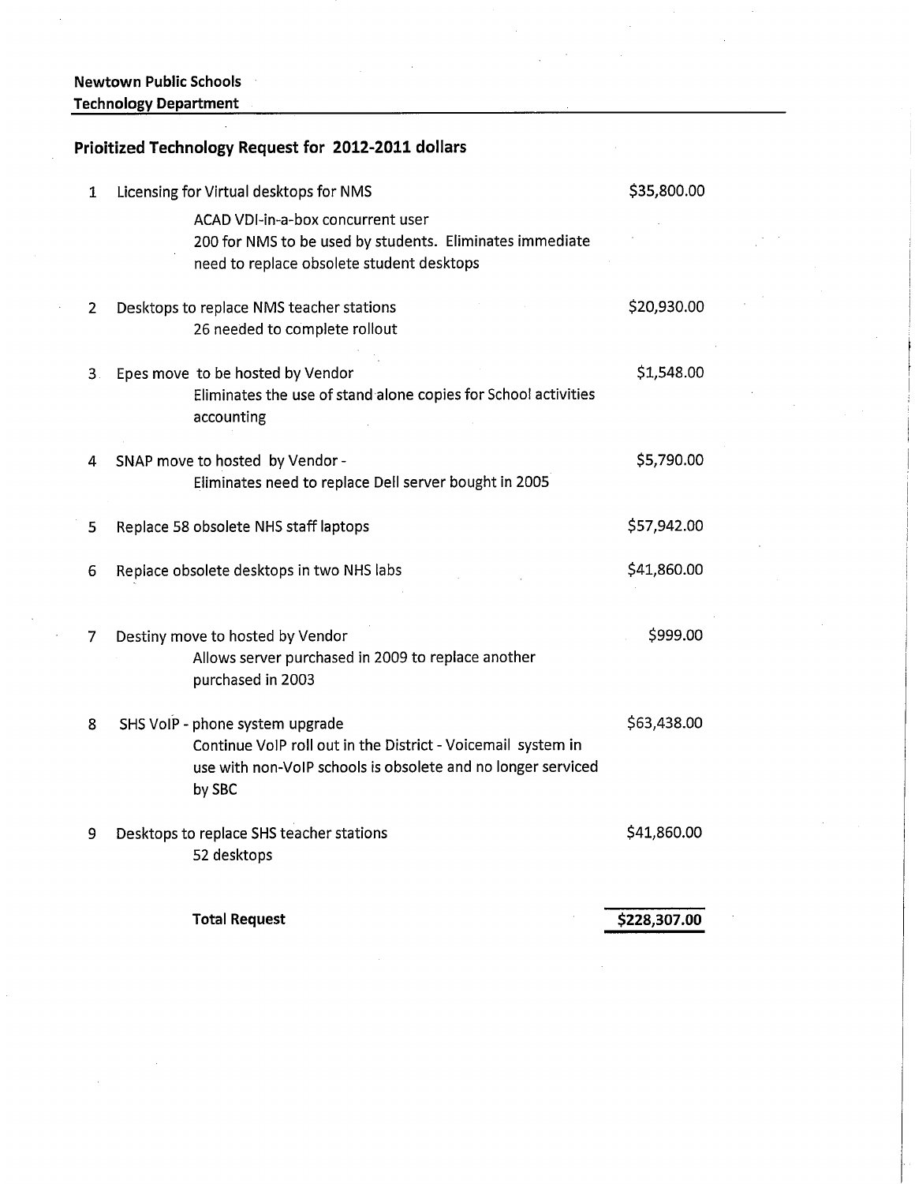**Newtown Public Schools**
**Technology Department**

## Prioitized Technology Request for 2012-2011 dollars

| | | |
|---|---|---|
| 1 | Licensing for Virtual desktops for NMS<br>ACAD VDI-in-a-box concurrent user<br>200 for NMS to be used by students. Eliminates immediate need to replace obsolete student desktops | $35,800.00 |
| 2 | Desktops to replace NMS teacher stations<br>26 needed to complete rollout | $20,930.00 |
| 3 | Epes move to be hosted by Vendor<br>Eliminates the use of stand alone copies for School activities accounting | $1,548.00 |
| 4 | SNAP move to hosted by Vendor -<br>Eliminates need to replace Dell server bought in 2005 | $5,790.00 |
| 5 | Replace 58 obsolete NHS staff laptops | $57,942.00 |
| 6 | Replace obsolete desktops in two NHS labs | $41,860.00 |
| 7 | Destiny move to hosted by Vendor<br>Allows server purchased in 2009 to replace another purchased in 2003 | $999.00 |
| 8 | SHS VoIP - phone system upgrade<br>Continue VoIP roll out in the District - Voicemail system in use with non-VoIP schools is obsolete and no longer serviced by SBC | $63,438.00 |
| 9 | Desktops to replace SHS teacher stations<br>52 desktops | $41,860.00 |
| | **Total Request** | **$228,307.00** |